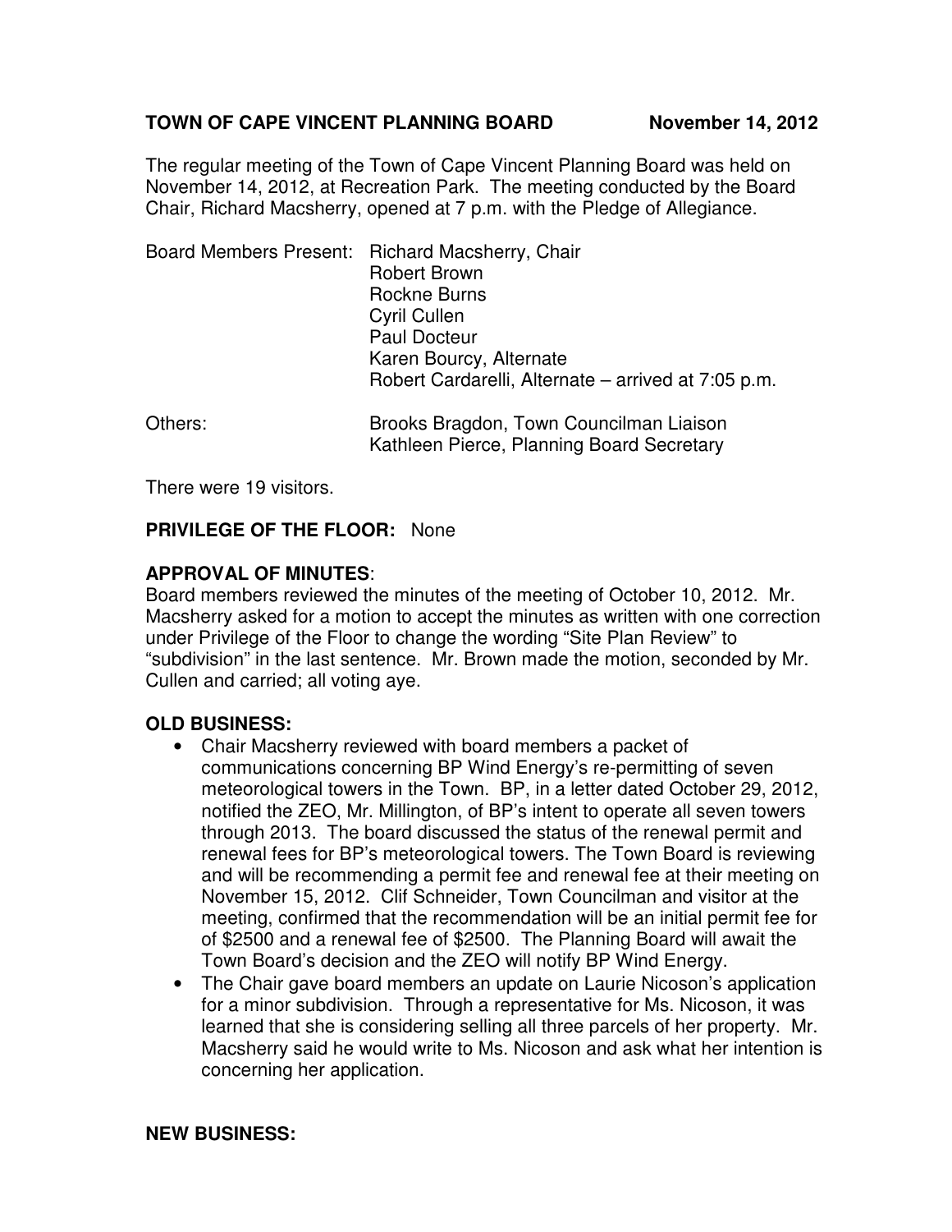**TOWN OF CAPE VINCENT PLANNING BOARD November 14, 2012**

The regular meeting of the Town of Cape Vincent Planning Board was held on November 14, 2012, at Recreation Park. The meeting conducted by the Board Chair, Richard Macsherry, opened at 7 p.m. with the Pledge of Allegiance.

Board Members Present: Richard Macsherry, Chair
Robert Brown
Rockne Burns
Cyril Cullen
Paul Docteur
Karen Bourcy, Alternate
Robert Cardarelli, Alternate – arrived at 7:05 p.m.

Others: Brooks Bragdon, Town Councilman Liaison
Kathleen Pierce, Planning Board Secretary

There were 19 visitors.

**PRIVILEGE OF THE FLOOR:** None

**APPROVAL OF MINUTES**:
Board members reviewed the minutes of the meeting of October 10, 2012. Mr. Macsherry asked for a motion to accept the minutes as written with one correction under Privilege of the Floor to change the wording "Site Plan Review" to "subdivision" in the last sentence. Mr. Brown made the motion, seconded by Mr. Cullen and carried; all voting aye.

**OLD BUSINESS:**

- Chair Macsherry reviewed with board members a packet of communications concerning BP Wind Energy's re-permitting of seven meteorological towers in the Town. BP, in a letter dated October 29, 2012, notified the ZEO, Mr. Millington, of BP's intent to operate all seven towers through 2013. The board discussed the status of the renewal permit and renewal fees for BP's meteorological towers. The Town Board is reviewing and will be recommending a permit fee and renewal fee at their meeting on November 15, 2012. Clif Schneider, Town Councilman and visitor at the meeting, confirmed that the recommendation will be an initial permit fee for of $2500 and a renewal fee of $2500. The Planning Board will await the Town Board's decision and the ZEO will notify BP Wind Energy.
- The Chair gave board members an update on Laurie Nicoson's application for a minor subdivision. Through a representative for Ms. Nicoson, it was learned that she is considering selling all three parcels of her property. Mr. Macsherry said he would write to Ms. Nicoson and ask what her intention is concerning her application.

**NEW BUSINESS:**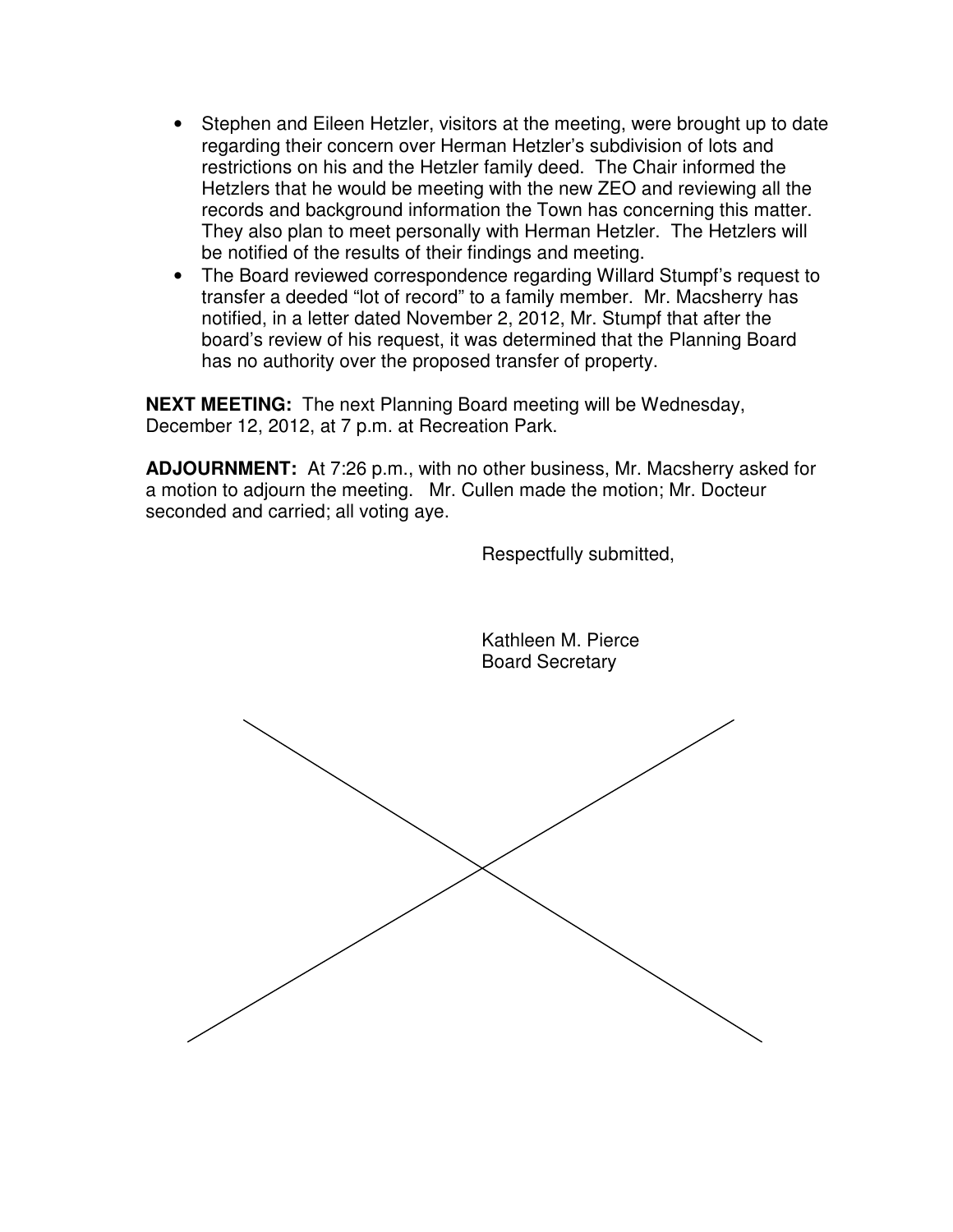- Stephen and Eileen Hetzler, visitors at the meeting, were brought up to date regarding their concern over Herman Hetzler's subdivision of lots and restrictions on his and the Hetzler family deed. The Chair informed the Hetzlers that he would be meeting with the new ZEO and reviewing all the records and background information the Town has concerning this matter. They also plan to meet personally with Herman Hetzler. The Hetzlers will be notified of the results of their findings and meeting.
- The Board reviewed correspondence regarding Willard Stumpf's request to transfer a deeded "lot of record" to a family member. Mr. Macsherry has notified, in a letter dated November 2, 2012, Mr. Stumpf that after the board's review of his request, it was determined that the Planning Board has no authority over the proposed transfer of property.

**NEXT MEETING:** The next Planning Board meeting will be Wednesday, December 12, 2012, at 7 p.m. at Recreation Park.

**ADJOURNMENT:** At 7:26 p.m., with no other business, Mr. Macsherry asked for a motion to adjourn the meeting. Mr. Cullen made the motion; Mr. Docteur seconded and carried; all voting aye.

Respectfully submitted,

Kathleen M. Pierce
Board Secretary